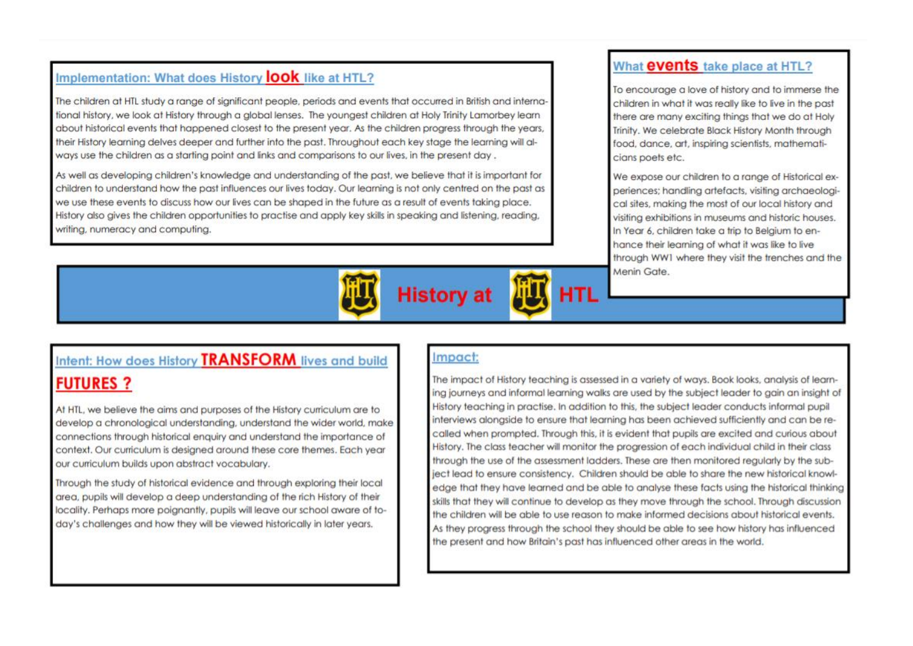# History at HTL

## Implementation: What does History look like at HTL?

The children at HTL study a range of significant people, periods and events that occurred in British and international history, we look at History through a global lenses. The youngest children at Holy Trinity Lamorbey learn about historical events that happened closest to the present year. As the children progress through the years, their History learning delves deeper and further into the past. Throughout each key stage the learning will always use the children as a starting point and links and comparisons to our lives, in the present day .

As well as developing children's knowledge and understanding of the past, we believe that it is important for children to understand how the past influences our lives today. Our learning is not only centred on the past as we use these events to discuss how our lives can be shaped in the future as a result of events taking place. History also gives the children opportunities to practise and apply key skills in speaking and listening, reading, writing, numeracy and computing.

## What events take place at HTL?

To encourage a love of history and to immerse the children in what it was really like to live in the past there are many exciting things that we do at Holy Trinity. We celebrate Black History Month through food, dance, art, inspiring scientists, mathematicians poets etc.

We expose our children to a range of Historical experiences; handling artefacts, visiting archaeological sites, making the most of our local history and visiting exhibitions in museums and historic houses. In Year 6, children take a trip to Belgium to enhance their learning of what it was really like to live through WW1 where they visit the trenches and the Menin Gate.

## Intent: How does History TRANSFORM lives and build FUTURES ?

At HTL, we believe the aims and purposes of the History curriculum are to develop a chronological understanding, understand the wider world, make connections through historical enquiry and understand the importance of context. Our curriculum is designed around these core themes. Each year our curriculum builds upon abstract vocabulary.

Through the study of historical evidence and through exploring their local area, pupils will develop a deep understanding of the rich History of their locality. Perhaps more poignantly, pupils will leave our school aware of today's challenges and how they will be viewed historically in later years.

## Impact:

The impact of History teaching is assessed in a variety of ways. Book looks, analysis of learning journeys and informal learning walks are used by the subject leader to gain an insight of History teaching in practise. In addition to this, the subject leader conducts informal pupil interviews alongside to ensure that learning has been achieved sufficiently and can be recalled when prompted. Through this, it is evident that pupils are excited and curious about History. The class teacher will monitor the progression of each individual child in their class through the use of the assessment ladders. These are then monitored regularly by the subject lead to ensure consistency. Children should be able to share the new historical knowledge that they have learned and be able to analyse these facts using the historical thinking skills that they will continue to develop as they move through the school. Through discussion the children will be able to use reason to make informed decisions about historical events. As they progress through the school they should be able to see how history has influenced the present and how Britain's past has influenced other areas in the world.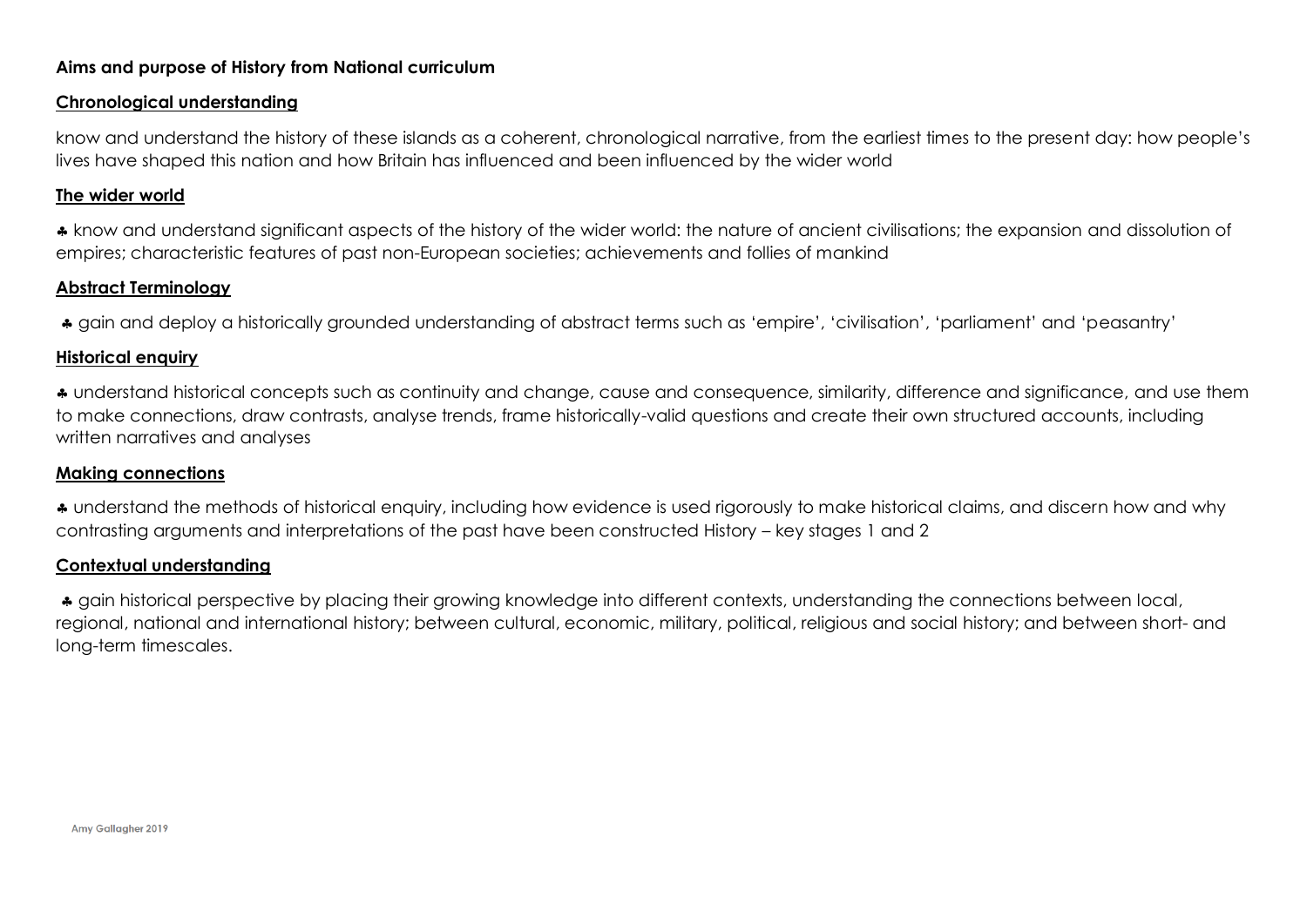**Aims and purpose of History from National curriculum**

**Chronological understanding**

know and understand the history of these islands as a coherent, chronological narrative, from the earliest times to the present day: how people's lives have shaped this nation and how Britain has influenced and been influenced by the wider world

**The wider world**

♣ know and understand significant aspects of the history of the wider world: the nature of ancient civilisations; the expansion and dissolution of empires; characteristic features of past non-European societies; achievements and follies of mankind

**Abstract Terminology**

♣ gain and deploy a historically grounded understanding of abstract terms such as 'empire', 'civilisation', 'parliament' and 'peasantry'

**Historical enquiry**

♣ understand historical concepts such as continuity and change, cause and consequence, similarity, difference and significance, and use them to make connections, draw contrasts, analyse trends, frame historically-valid questions and create their own structured accounts, including written narratives and analyses

**Making connections**

♣ understand the methods of historical enquiry, including how evidence is used rigorously to make historical claims, and discern how and why contrasting arguments and interpretations of the past have been constructed History – key stages 1 and 2

**Contextual understanding**

♣ gain historical perspective by placing their growing knowledge into different contexts, understanding the connections between local, regional, national and international history; between cultural, economic, military, political, religious and social history; and between short- and long-term timescales.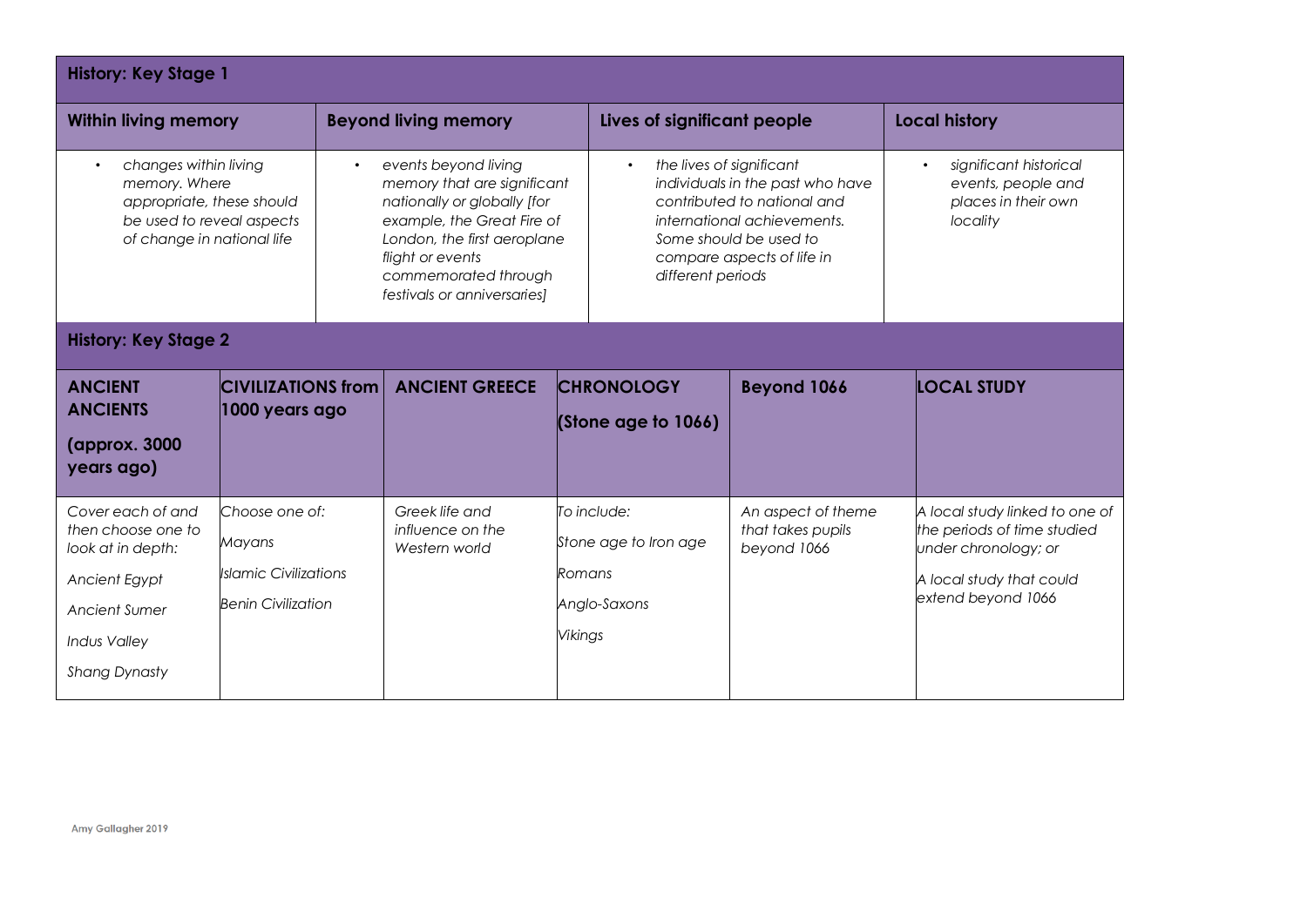## History: Key Stage 1

| Within living memory | Beyond living memory | Lives of significant people | Local history |
|---|---|---|---|
| • *changes within living memory. Where appropriate, these should be used to reveal aspects of change in national life* | • *events beyond living memory that are significant nationally or globally [for example, the Great Fire of London, the first aeroplane flight or events commemorated through festivals or anniversaries]* | • *the lives of significant individuals in the past who have contributed to national and international achievements. Some should be used to compare aspects of life in different periods* | • *significant historical events, people and places in their own locality* |

## History: Key Stage 2

| ANCIENT ANCIENTS (approx. 3000 years ago) | CIVILIZATIONS from 1000 years ago | ANCIENT GREECE | CHRONOLOGY (Stone age to 1066) | Beyond 1066 | LOCAL STUDY |
|---|---|---|---|---|---|
| *Cover each of and then choose one to look at in depth:*<br>*Ancient Egypt*<br>*Ancient Sumer*<br>*Indus Valley*<br>*Shang Dynasty* | *Choose one of:*<br>*Mayans*<br>*Islamic Civilizations*<br>*Benin Civilization* | *Greek life and influence on the Western world* | *To include:*<br>*Stone age to Iron age*<br>*Romans*<br>*Anglo-Saxons*<br>*Vikings* | *An aspect of theme that takes pupils beyond 1066* | *A local study linked to one of the periods of time studied under chronology; or*<br>*A local study that could extend beyond 1066* |

Amy Gallagher 2019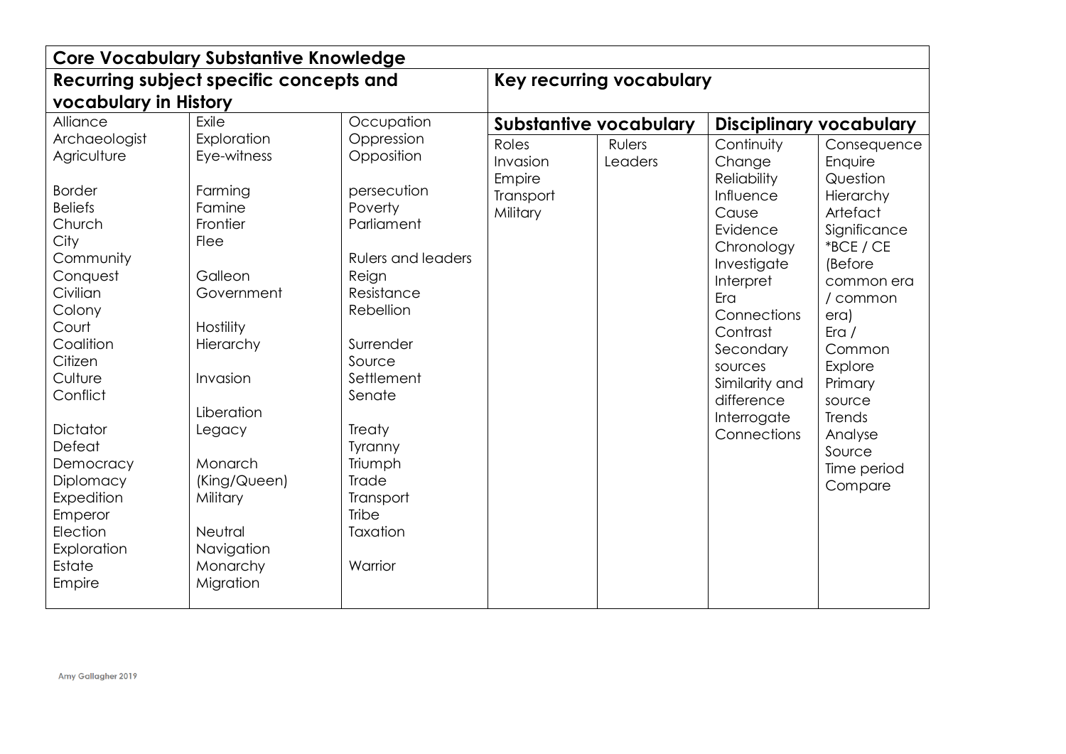| Core Vocabulary Substantive Knowledge | | | | | | |
|---|---|---|---|---|---|---|
| **Recurring subject specific concepts and vocabulary in History** | | | **Key recurring vocabulary** | | | |
| | | | **Substantive vocabulary** | | **Disciplinary vocabulary** | |
| Alliance<br>Archaeologist<br>Agriculture<br><br>Border<br>Beliefs<br>Church<br>City<br>Community<br>Conquest<br>Civilian<br>Colony<br>Court<br>Coalition<br>Citizen<br>Culture<br>Conflict<br><br>Dictator<br>Defeat<br>Democracy<br>Diplomacy<br>Expedition<br>Emperor<br>Election<br>Exploration<br>Estate<br>Empire | Exile<br>Exploration<br>Eye-witness<br><br>Farming<br>Famine<br>Frontier<br>Flee<br><br>Galleon<br>Government<br><br>Hostility<br>Hierarchy<br><br>Invasion<br><br>Liberation<br>Legacy<br><br>Monarch (King/Queen)<br>Military<br><br>Neutral<br>Navigation<br>Monarchy<br>Migration | Occupation<br>Oppression<br>Opposition<br><br>persecution<br>Poverty<br>Parliament<br><br>Rulers and leaders<br>Reign<br>Resistance<br>Rebellion<br><br>Surrender<br>Source<br>Settlement<br>Senate<br><br>Treaty<br>Tyranny<br>Triumph<br>Trade<br>Transport<br>Tribe<br>Taxation<br><br>Warrior | Roles<br>Invasion<br>Empire<br>Transport<br>Military | Rulers<br>Leaders | Continuity<br>Change<br>Reliability<br>Influence<br>Cause<br>Evidence<br>Chronology<br>Investigate<br>Interpret<br>Era<br>Connections<br>Contrast<br>Secondary sources<br>Similarity and difference<br>Interrogate<br>Connections | Consequence<br>Enquire<br>Question<br>Hierarchy<br>Artefact<br>Significance<br>*BCE / CE (Before common era / common era)<br>Era / Common<br>Explore<br>Primary source<br>Trends<br>Analyse<br>Source<br>Time period<br>Compare |

Amy Gallagher 2019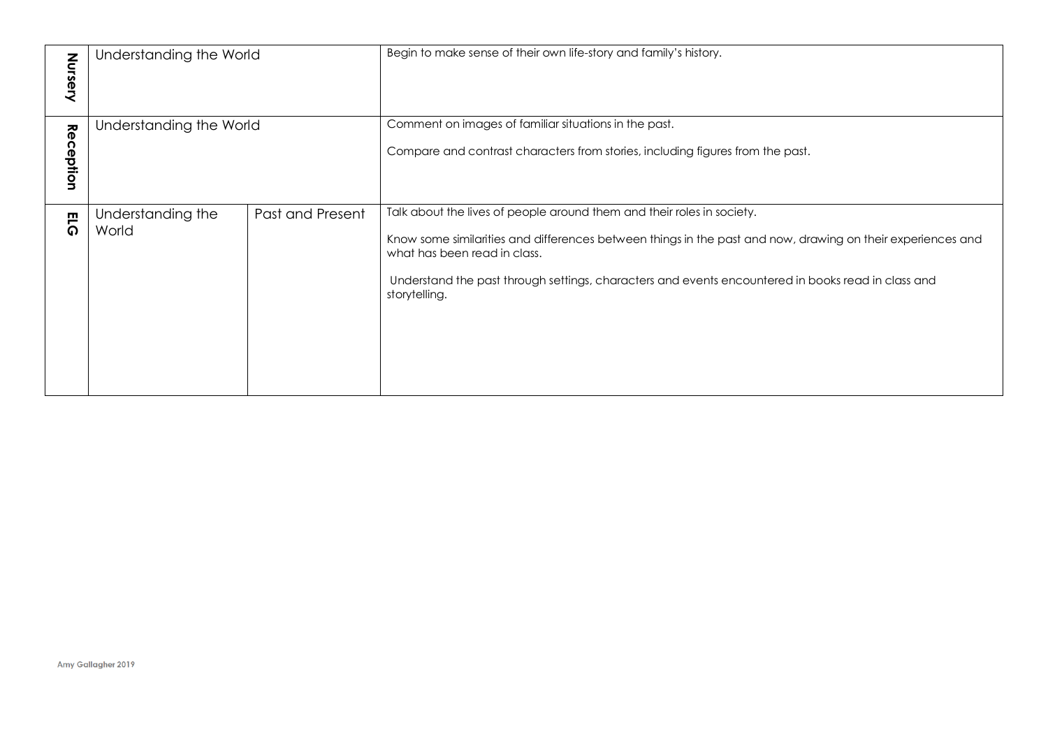| | | | |
|---|---|---|---|
| Nursery | Understanding the World | | Begin to make sense of their own life-story and family's history. |
| Reception | Understanding the World | | Comment on images of familiar situations in the past.<br><br>Compare and contrast characters from stories, including figures from the past. |
| ELG | Understanding the World | Past and Present | Talk about the lives of people around them and their roles in society.<br><br>Know some similarities and differences between things in the past and now, drawing on their experiences and what has been read in class.<br><br>Understand the past through settings, characters and events encountered in books read in class and storytelling. |

Amy Gallagher 2019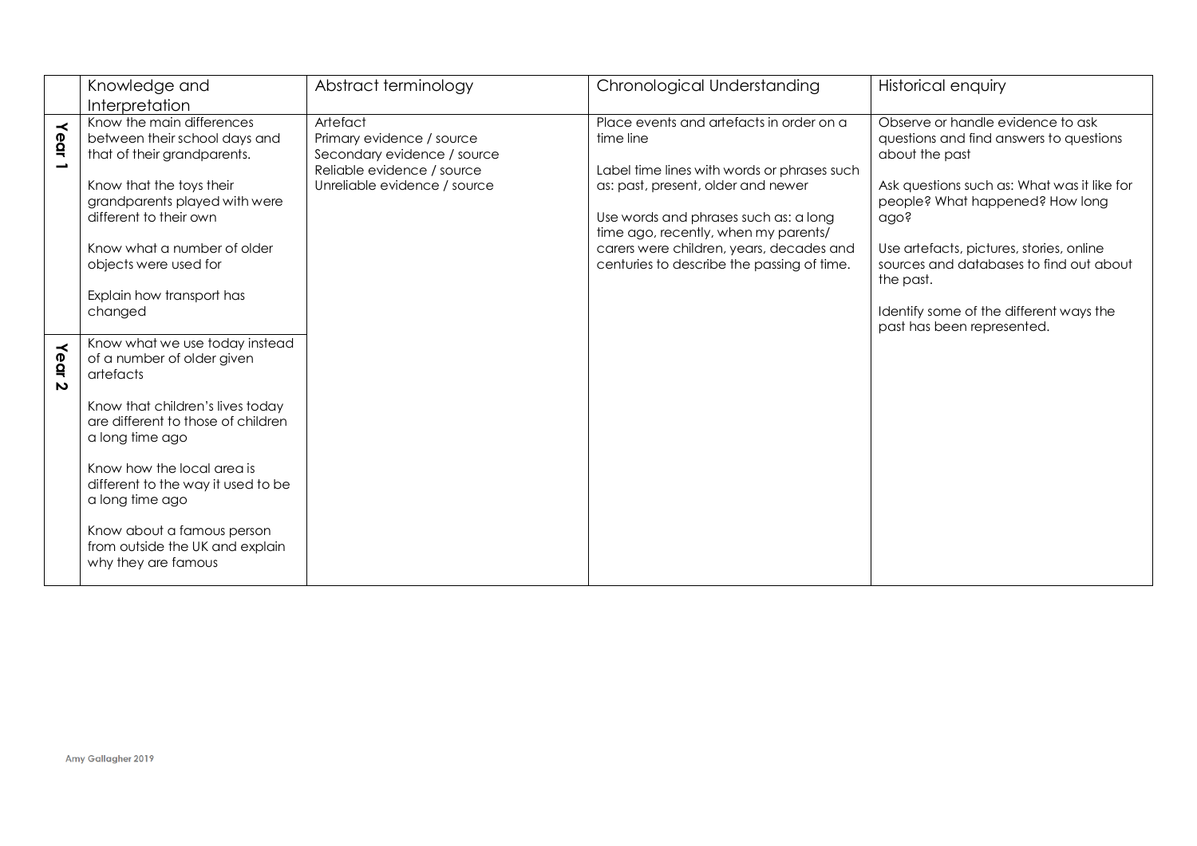| | Knowledge and Interpretation | Abstract terminology | Chronological Understanding | Historical enquiry |
|---|---|---|---|---|
| Year 1 | Know the main differences between their school days and that of their grandparents.<br><br>Know that the toys their grandparents played with were different to their own<br><br>Know what a number of older objects were used for<br><br>Explain how transport has changed | Artefact<br>Primary evidence / source<br>Secondary evidence / source<br>Reliable evidence / source<br>Unreliable evidence / source | Place events and artefacts in order on a time line<br><br>Label time lines with words or phrases such as: past, present, older and newer<br><br>Use words and phrases such as: a long time ago, recently, when my parents/ carers were children, years, decades and centuries to describe the passing of time. | Observe or handle evidence to ask questions and find answers to questions about the past<br><br>Ask questions such as: What was it like for people? What happened? How long ago?<br><br>Use artefacts, pictures, stories, online sources and databases to find out about the past.<br><br>Identify some of the different ways the past has been represented. |
| Year 2 | Know what we use today instead of a number of older given artefacts<br><br>Know that children's lives today are different to those of children a long time ago<br><br>Know how the local area is different to the way it used to be a long time ago<br><br>Know about a famous person from outside the UK and explain why they are famous | | | |

Amy Gallagher 2019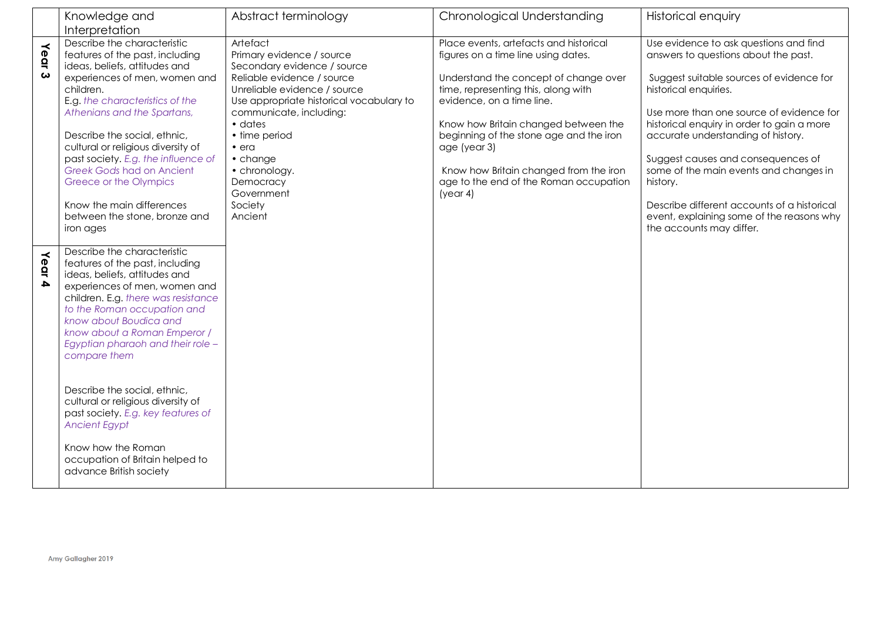| | Knowledge and Interpretation | Abstract terminology | Chronological Understanding | Historical enquiry |
|---|---|---|---|---|
| Year 3 | Describe the characteristic features of the past, including ideas, beliefs, attitudes and experiences of men, women and children.<br>E.g. *the characteristics of the Athenians and the Spartans,*<br><br>Describe the social, ethnic, cultural or religious diversity of past society. *E.g. the influence of Greek Gods had on Ancient Greece or the Olympics*<br><br>Know the main differences between the stone, bronze and iron ages | Artefact<br>Primary evidence / source<br>Secondary evidence / source<br>Reliable evidence / source<br>Unreliable evidence / source<br>Use appropriate historical vocabulary to communicate, including:<br>• dates<br>• time period<br>• era<br>• change<br>• chronology.<br>Democracy<br>Government<br>Society<br>Ancient | Place events, artefacts and historical figures on a time line using dates.<br><br>Understand the concept of change over time, representing this, along with evidence, on a time line.<br><br>Know how Britain changed between the beginning of the stone age and the iron age (year 3)<br><br>Know how Britain changed from the iron age to the end of the Roman occupation (year 4) | Use evidence to ask questions and find answers to questions about the past.<br><br>Suggest suitable sources of evidence for historical enquiries.<br><br>Use more than one source of evidence for historical enquiry in order to gain a more accurate understanding of history.<br><br>Suggest causes and consequences of some of the main events and changes in history.<br><br>Describe different accounts of a historical event, explaining some of the reasons why the accounts may differ. |
| Year 4 | Describe the characteristic features of the past, including ideas, beliefs, attitudes and experiences of men, women and children. E.g. *there was resistance to the Roman occupation and know about Boudica and know about a Roman Emperor / Egyptian pharaoh and their role – compare them*<br><br>Describe the social, ethnic, cultural or religious diversity of past society. *E.g. key features of Ancient Egypt*<br><br>Know how the Roman occupation of Britain helped to advance British society | | | |

Amy Gallagher 2019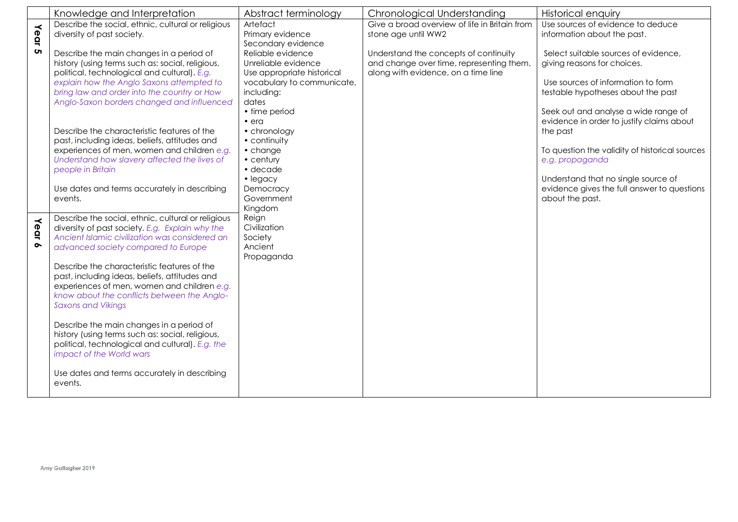| | Knowledge and Interpretation | Abstract terminology | Chronological Understanding | Historical enquiry |
|---|---|---|---|---|
| Year 5 | Describe the social, ethnic, cultural or religious diversity of past society.<br><br>Describe the main changes in a period of history (using terms such as: social, religious, political, technological and cultural). *E.g. explain how the Anglo Saxons attempted to bring law and order into the country or How Anglo-Saxon borders changed and influenced*<br><br>Describe the characteristic features of the past, including ideas, beliefs, attitudes and experiences of men, women and children *e.g. Understand how slavery affected the lives of people in Britain*<br><br>Use dates and terms accurately in describing events. | Artefact<br>Primary evidence<br>Secondary evidence<br>Reliable evidence<br>Unreliable evidence<br>Use appropriate historical vocabulary to communicate, including:<br>dates<br>• time period<br>• era<br>• chronology<br>• continuity<br>• change<br>• century<br>• decade<br>• legacy<br>Democracy<br>Government<br>Kingdom<br>Reign<br>Civilization<br>Society<br>Ancient<br>Propaganda | Give a broad overview of life in Britain from stone age until WW2<br><br>Understand the concepts of continuity and change over time, representing them, along with evidence, on a time line | Use sources of evidence to deduce information about the past.<br><br>Select suitable sources of evidence, giving reasons for choices.<br><br>Use sources of information to form testable hypotheses about the past<br><br>Seek out and analyse a wide range of evidence in order to justify claims about the past<br><br>To question the validity of historical sources *e.g. propaganda*<br><br>Understand that no single source of evidence gives the full answer to questions about the past. |
| Year 6 | Describe the social, ethnic, cultural or religious diversity of past society. *E.g. Explain why the Ancient Islamic civilization was considered an advanced society compared to Europe*<br><br>Describe the characteristic features of the past, including ideas, beliefs, attitudes and experiences of men, women and children *e.g. know about the conflicts between the Anglo-Saxons and Vikings*<br><br>Describe the main changes in a period of history (using terms such as: social, religious, political, technological and cultural). *E.g. the impact of the World wars*<br><br>Use dates and terms accurately in describing events. | | | |

Amy Gallagher 2019